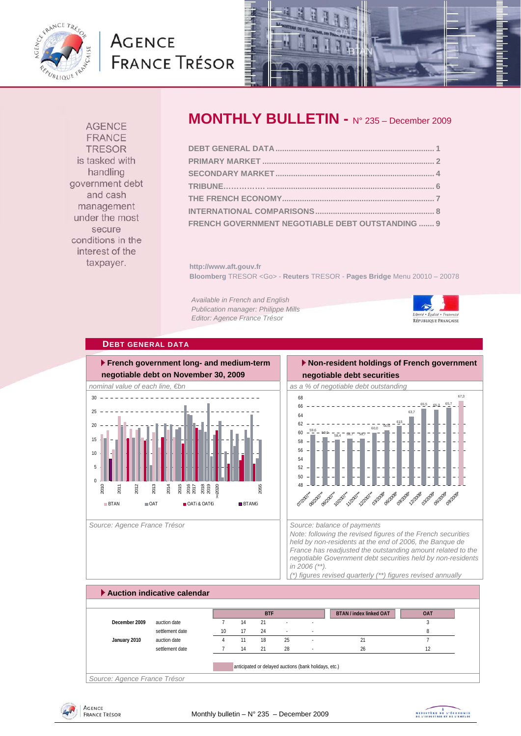# AGENCE FRANCE TRÉSOR

AGENCE FRANCE TRESOR is tasked with handling government debt and cash management under the most secure conditions in the interest of the taxpayer.

# MONTHLY BULLETIN - N° 235 – December 2009

- DEBT GENERAL DATA ........ 1
- PRIMARY MARKET ........ 2
- SECONDARY MARKET ........ 4
- TRIBUNE........ 6
- THE FRENCH ECONOMY ........ 7
- INTERNATIONAL COMPARISONS ........ 8
- FRENCH GOVERNMENT NEGOTIABLE DEBT OUTSTANDING ........ 9

http://www.aft.gouv.fr

**Bloomberg** TRESOR <Go> - **Reuters** TRESOR - **Pages Bridge** Menu 20010 – 20078

*Available in French and English*
*Publication manager: Philippe Mills*
*Editor: Agence France Trésor*

## DEBT GENERAL DATA

### French government long- and medium-term negotiable debt on November 30, 2009

*nominal value of each line, €bn*

Legend: BTAN, OAT, OATi & OAT€i, BTAN€i

Source: Agence France Trésor

### Non-resident holdings of French government negotiable debt securities

*as a % of negotiable debt outstanding*

| Period | % |
|---|---|
| 07/2007** | 59,6 |
| 08/2007** | 59,0 |
| 09/2007** | 58,4 |
| 10/2007** | 58,7 |
| 11/2007** | 58,7 |
| 12/2007** | 60,0 |
| 03/2008* | 60,6 |
| 06/2008* | 61,5 |
| 09/2008* | 63,7 |
| 12/2008* | 65,5 |
| 03/2009* | 65,3 |
| 06/2009* | 65,7 |
| 09/2009* | 67,3 |

*Source: balance of payments*

*Note: following the revised figures of the French securities held by non-residents at the end of 2006, the Banque de France has readjusted the outstanding amount related to the negotiable Government debt securities held by non-residents in 2006 (\*\*).*

*(\*) figures revised quarterly (\*\*) figures revised annually*

### Auction indicative calendar

| | | BTF | | | | | BTAN / index linked OAT | OAT |
|---|---|---|---|---|---|---|---|---|
| December 2009 | auction date | 7 | 14 | 21 | - | - | | 3 |
| | settlement date | 10 | 17 | 24 | - | - | | 8 |
| January 2010 | auction date | 4 | 11 | 18 | 25 | - | 21 | 7 |
| | settlement date | 7 | 14 | 21 | 28 | - | 26 | 12 |

anticipated or delayed auctions (bank holidays, etc.)

*Source: Agence France Trésor*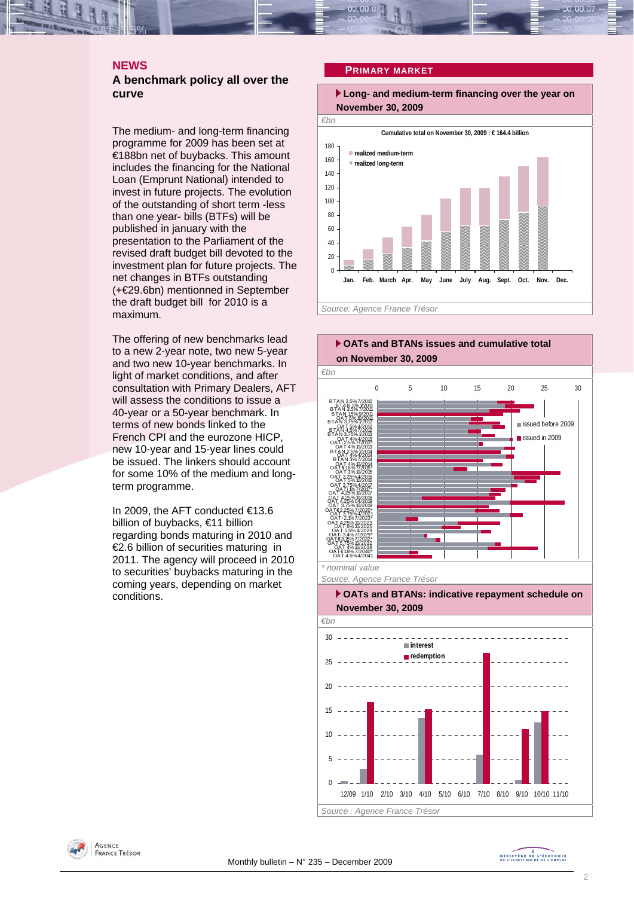## NEWS

### A benchmark policy all over the curve

The medium- and long-term financing programme for 2009 has been set at €188bn net of buybacks. This amount includes the financing for the National Loan (Emprunt National) intended to invest in future projects. The evolution of the outstanding of short term -less than one year- bills (BTFs) will be published in january with the presentation to the Parliament of the revised draft budget bill devoted to the investment plan for future projects. The net changes in BTFs outstanding (+€29.6bn) mentionned in September the draft budget bill for 2010 is a maximum.

The offering of new benchmarks lead to a new 2-year note, two new 5-year and two new 10-year benchmarks. In light of market conditions, and after consultation with Primary Dealers, AFT will assess the conditions to issue a 40-year or a 50-year benchmark. In terms of new bonds linked to the French CPI and the eurozone HICP, new 10-year and 15-year lines could be issued. The linkers should account for some 10% of the medium and long-term programme.

In 2009, the AFT conducted €13.6 billion of buybacks, €11 billion regarding bonds maturing in 2010 and €2.6 billion of securities maturing in 2011. The agency will proceed in 2010 to securities' buybacks maturing in the coming years, depending on market conditions.

## PRIMARY MARKET

**Long- and medium-term financing over the year on November 30, 2009**

€bn

Cumulative total on November 30, 2009 : € 164.4 billion

Source: Agence France Trésor

**OATs and BTANs issues and cumulative total on November 30, 2009**

€bn

\* nominal value

Source: Agence France Trésor

**OATs and BTANs: indicative repayment schedule on November 30, 2009**

€bn

Source : Agence France Trésor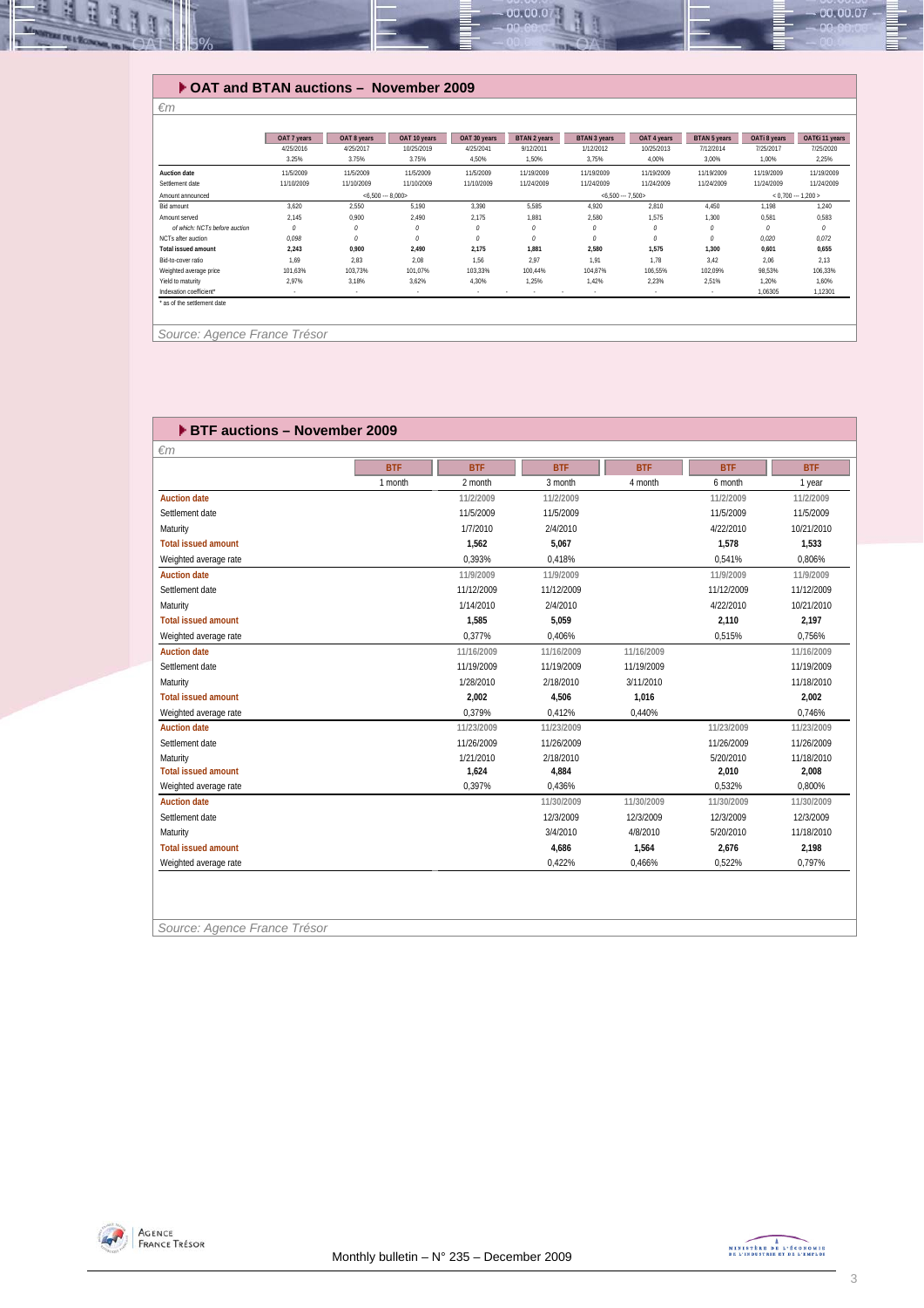## OAT and BTAN auctions – November 2009

*€m*

| | OAT 7 years | OAT 8 years | OAT 10 years | OAT 30 years | BTAN 2 years | BTAN 3 years | OAT 4 years | BTAN 5 years | OATi 8 years | OAT€i 11 years |
|---|---|---|---|---|---|---|---|---|---|---|
| | 4/25/2016 | 4/25/2017 | 10/25/2019 | 4/25/2041 | 9/12/2011 | 1/12/2012 | 10/25/2013 | 7/12/2014 | 7/25/2017 | 7/25/2020 |
| | 3.25% | 3.75% | 3.75% | 4,50% | 1,50% | 3,75% | 4,00% | 3,00% | 1,00% | 2,25% |
| **Auction date** | 11/5/2009 | 11/5/2009 | 11/5/2009 | 11/5/2009 | 11/19/2009 | 11/19/2009 | 11/19/2009 | 11/19/2009 | 11/19/2009 | 11/19/2009 |
| Settlement date | 11/10/2009 | 11/10/2009 | 11/10/2009 | 11/10/2009 | 11/24/2009 | 11/24/2009 | 11/24/2009 | 11/24/2009 | 11/24/2009 | 11/24/2009 |
| Amount announced | | <6,500 --- 8,000> | | | | <6,500 --- 7,500> | | | < 0,700 --- 1,200 > | |
| Bid amount | 3,620 | 2,550 | 5,190 | 3,390 | 5,585 | 4,920 | 2,810 | 4,450 | 1,198 | 1,240 |
| Amount served | 2,145 | 0,900 | 2,490 | 2,175 | 1,881 | 2,580 | 1,575 | 1,300 | 0,581 | 0,583 |
| *of which: NCTs before auction* | 0 | 0 | 0 | 0 | 0 | 0 | 0 | 0 | 0 | 0 |
| NCTs after auction | 0,098 | 0 | 0 | 0 | 0 | 0 | 0 | 0 | 0,020 | 0,072 |
| **Total issued amount** | **2,243** | **0,900** | **2,490** | **2,175** | **1,881** | **2,580** | **1,575** | **1,300** | **0,601** | **0,655** |
| Bid-to-cover ratio | 1,69 | 2,83 | 2,08 | 1,56 | 2,97 | 1,91 | 1,78 | 3,42 | 2,06 | 2,13 |
| Weighted average price | 101,63% | 103,73% | 101,07% | 103,33% | 100,44% | 104,87% | 106,55% | 102,09% | 98,53% | 106,33% |
| Yield to maturity | 2,97% | 3,18% | 3,62% | 4,30% | 1,25% | 1,42% | 2,23% | 2,51% | 1,20% | 1,60% |
| Indexation coefficient* | - | - | - | - | - | - | - | - | 1,06305 | 1,12301 |

\* as of the settlement date

*Source: Agence France Trésor*

## BTF auctions – November 2009

*€m*

| | BTF | BTF | BTF | BTF | BTF | BTF |
|---|---|---|---|---|---|---|
| | 1 month | 2 month | 3 month | 4 month | 6 month | 1 year |
| **Auction date** | | 11/2/2009 | 11/2/2009 | | 11/2/2009 | 11/2/2009 |
| Settlement date | | 11/5/2009 | 11/5/2009 | | 11/5/2009 | 11/5/2009 |
| Maturity | | 1/7/2010 | 2/4/2010 | | 4/22/2010 | 10/21/2010 |
| **Total issued amount** | | **1,562** | **5,067** | | **1,578** | **1,533** |
| Weighted average rate | | 0,393% | 0,418% | | 0,541% | 0,806% |
| **Auction date** | | 11/9/2009 | 11/9/2009 | | 11/9/2009 | 11/9/2009 |
| Settlement date | | 11/12/2009 | 11/12/2009 | | 11/12/2009 | 11/12/2009 |
| Maturity | | 1/14/2010 | 2/4/2010 | | 4/22/2010 | 10/21/2010 |
| **Total issued amount** | | **1,585** | **5,059** | | **2,110** | **2,197** |
| Weighted average rate | | 0,377% | 0,406% | | 0,515% | 0,756% |
| **Auction date** | | 11/16/2009 | 11/16/2009 | 11/16/2009 | | 11/16/2009 |
| Settlement date | | 11/19/2009 | 11/19/2009 | 11/19/2009 | | 11/19/2009 |
| Maturity | | 1/28/2010 | 2/18/2010 | 3/11/2010 | | 11/18/2010 |
| **Total issued amount** | | **2,002** | **4,506** | **1,016** | | **2,002** |
| Weighted average rate | | 0,379% | 0,412% | 0,440% | | 0,746% |
| **Auction date** | | 11/23/2009 | 11/23/2009 | | 11/23/2009 | 11/23/2009 |
| Settlement date | | 11/26/2009 | 11/26/2009 | | 11/26/2009 | 11/26/2009 |
| Maturity | | 1/21/2010 | 2/18/2010 | | 5/20/2010 | 11/18/2010 |
| **Total issued amount** | | **1,624** | **4,884** | | **2,010** | **2,008** |
| Weighted average rate | | 0,397% | 0,436% | | 0,532% | 0,800% |
| **Auction date** | | | 11/30/2009 | 11/30/2009 | 11/30/2009 | 11/30/2009 |
| Settlement date | | | 12/3/2009 | 12/3/2009 | 12/3/2009 | 12/3/2009 |
| Maturity | | | 3/4/2010 | 4/8/2010 | 5/20/2010 | 11/18/2010 |
| **Total issued amount** | | | **4,686** | **1,564** | **2,676** | **2,198** |
| Weighted average rate | | | 0,422% | 0,466% | 0,522% | 0,797% |

*Source: Agence France Trésor*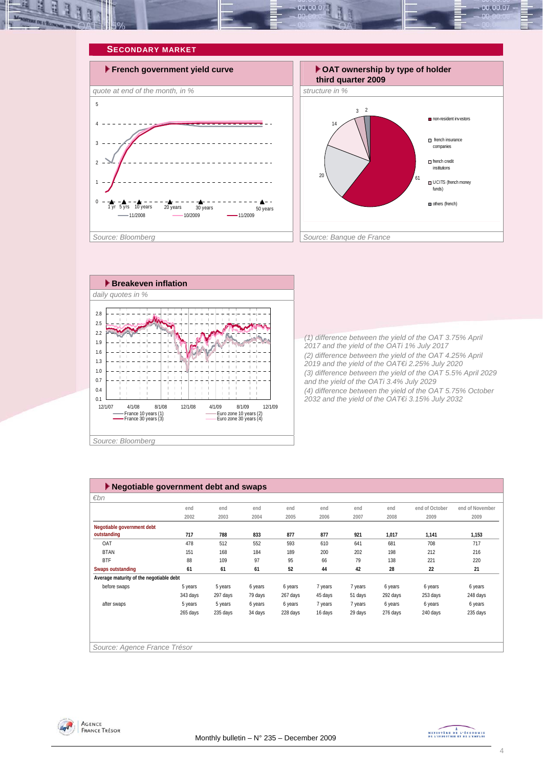## SECONDARY MARKET

### French government yield curve

*quote at end of the month, in %*

5
4
3
2
1
0

1 yr 5 yrs 10 years 20 years 30 years 50 years

11/2008 10/2009 11/2009

*Source: Bloomberg*

### OAT ownership by type of holder third quarter 2009

*structure in %*

- non-resident investors: 61
- french insurance companies: 20
- french credit institutions: 14
- UCITS (french money funds): 3
- others (french): 2

*Source: Banque de France*

### Breakeven inflation

*daily quotes in %*

2.8
2.5
2.2
1.9
1.6
1.3
1.0
0.7
0.4
0.1

12/1/07 4/1/08 8/1/08 12/1/08 4/1/09 8/1/09 12/1/09

France 10 years (1)
France 30 years (3)
Euro zone 10 years (2)
Euro zone 30 years (4)

*Source: Bloomberg*

*(1) difference between the yield of the OAT 3.75% April 2017 and the yield of the OATi 1% July 2017*
*(2) difference between the yield of the OAT 4.25% April 2019 and the yield of the OAT€i 2.25% July 2020*
*(3) difference between the yield of the OAT 5.5% April 2029 and the yield of the OATi 3.4% July 2029*
*(4) difference between the yield of the OAT 5.75% October 2032 and the yield of the OAT€i 3.15% July 2032*

### Negotiable government debt and swaps

*€bn*

| | end 2002 | end 2003 | end 2004 | end 2005 | end 2006 | end 2007 | end 2008 | end of October 2009 | end of November 2009 |
|---|---|---|---|---|---|---|---|---|---|
| **Negotiable government debt outstanding** | **717** | **788** | **833** | **877** | **877** | **921** | **1,017** | **1,141** | **1,153** |
| OAT | 478 | 512 | 552 | 593 | 610 | 641 | 681 | 708 | 717 |
| BTAN | 151 | 168 | 184 | 189 | 200 | 202 | 198 | 212 | 216 |
| BTF | 88 | 109 | 97 | 95 | 66 | 79 | 138 | 221 | 220 |
| **Swaps outstanding** | **61** | **61** | **61** | **52** | **44** | **42** | **28** | **22** | **21** |
| **Average maturity of the negotiable debt** | | | | | | | | | |
| before swaps | 5 years | 5 years | 6 years | 6 years | 7 years | 7 years | 6 years | 6 years | 6 years |
| | 343 days | 297 days | 79 days | 267 days | 45 days | 51 days | 292 days | 253 days | 248 days |
| after swaps | 5 years | 5 years | 6 years | 6 years | 7 years | 7 years | 6 years | 6 years | 6 years |
| | 265 days | 235 days | 34 days | 228 days | 16 days | 29 days | 276 days | 240 days | 235 days |

*Source: Agence France Trésor*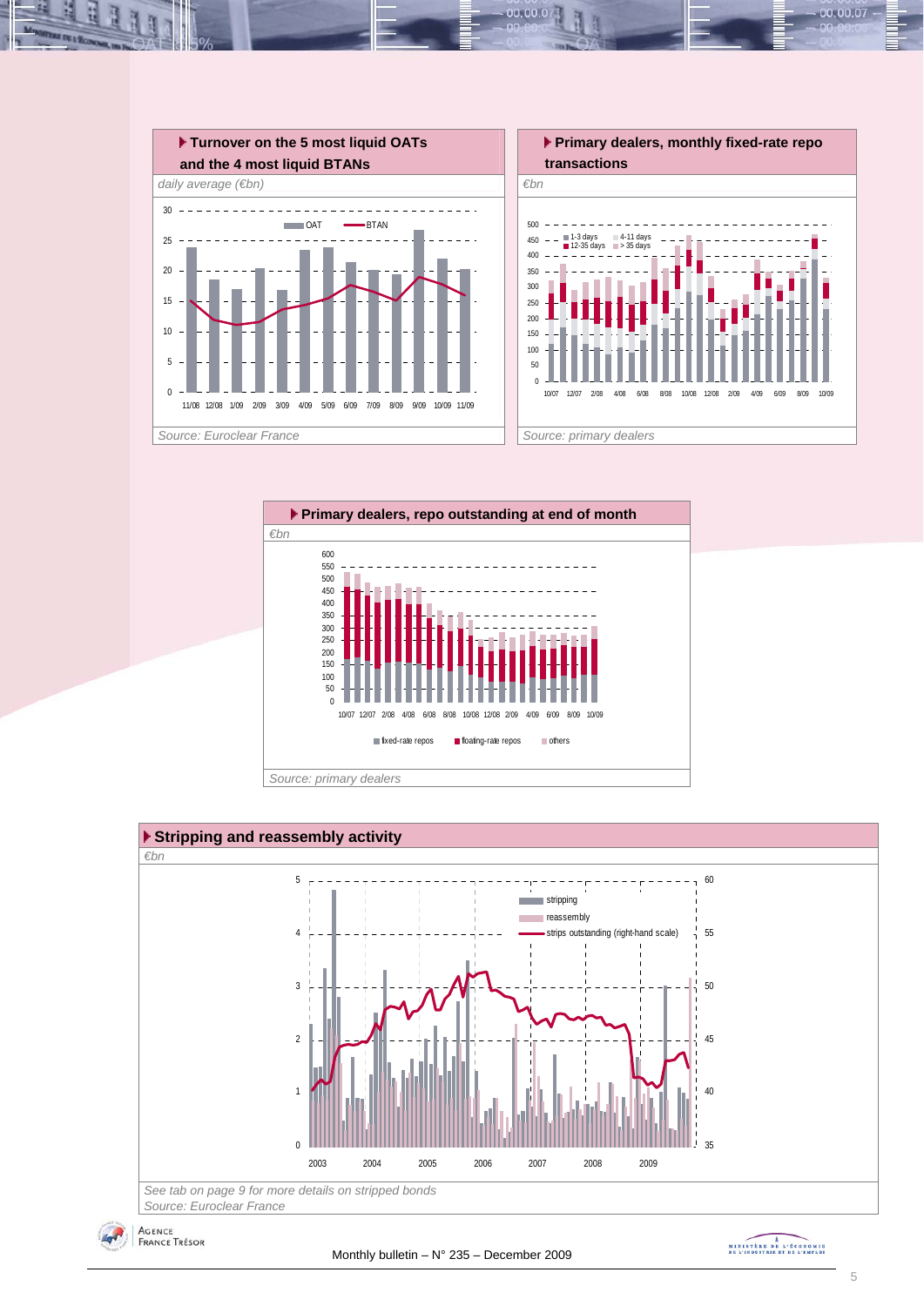### Turnover on the 5 most liquid OATs and the 4 most liquid BTANs

*daily average (€bn)*

*Source: Euroclear France*

### Primary dealers, monthly fixed-rate repo transactions

*€bn*

*Source: primary dealers*

### Primary dealers, repo outstanding at end of month

*€bn*

*Source: primary dealers*

### Stripping and reassembly activity

*€bn*

*See tab on page 9 for more details on stripped bonds*

*Source: Euroclear France*

Monthly bulletin – N° 235 – December 2009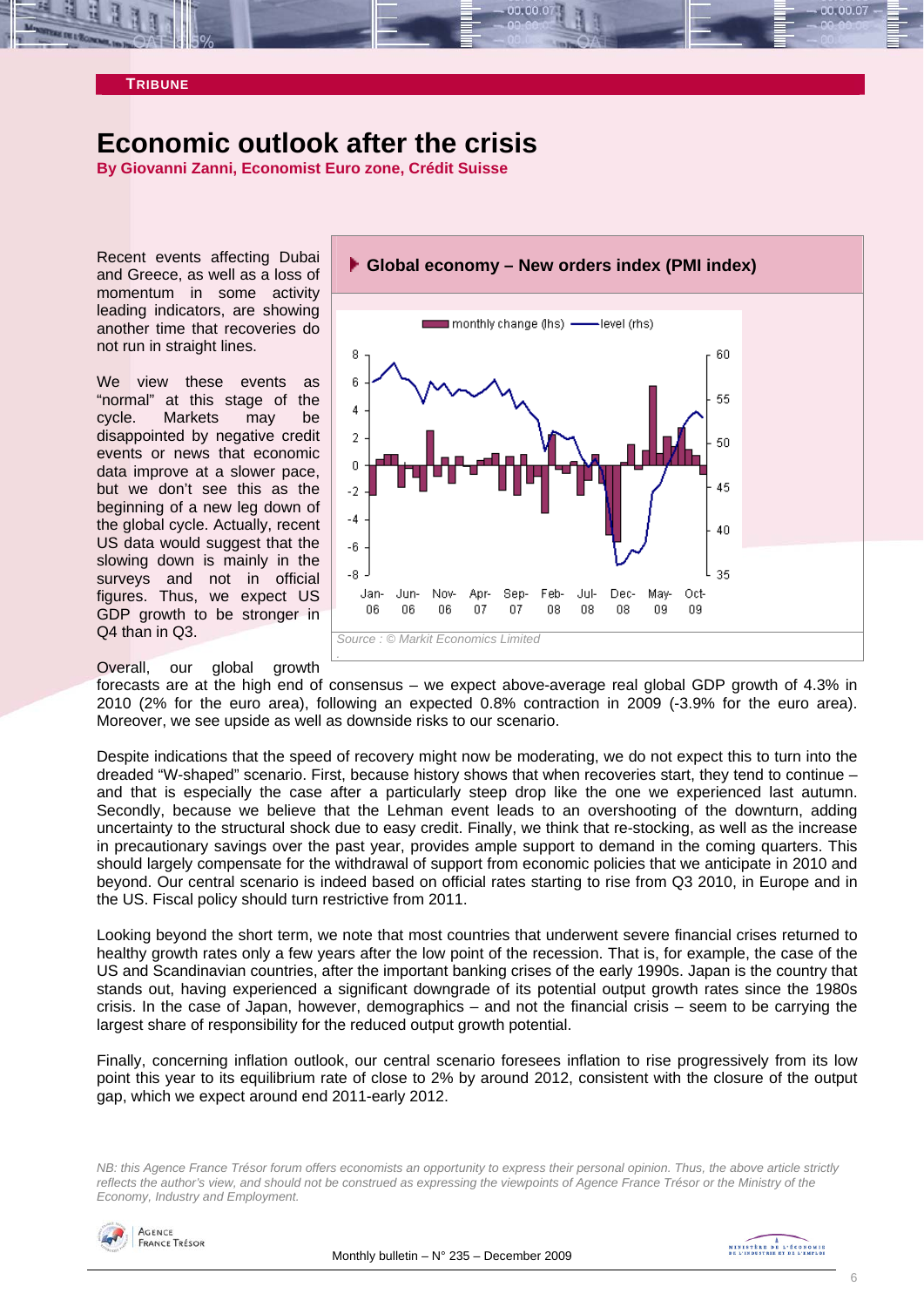**TRIBUNE**

# Economic outlook after the crisis

**By Giovanni Zanni, Economist Euro zone, Crédit Suisse**

Recent events affecting Dubai and Greece, as well as a loss of momentum in some activity leading indicators, are showing another time that recoveries do not run in straight lines.

We view these events as "normal" at this stage of the cycle. Markets may be disappointed by negative credit events or news that economic data improve at a slower pace, but we don't see this as the beginning of a new leg down of the global cycle. Actually, recent US data would suggest that the slowing down is mainly in the surveys and not in official figures. Thus, we expect US GDP growth to be stronger in Q4 than in Q3.

**Global economy – New orders index (PMI index)**

Source : © Markit Economics Limited

Overall, our global growth forecasts are at the high end of consensus – we expect above-average real global GDP growth of 4.3% in 2010 (2% for the euro area), following an expected 0.8% contraction in 2009 (-3.9% for the euro area). Moreover, we see upside as well as downside risks to our scenario.

Despite indications that the speed of recovery might now be moderating, we do not expect this to turn into the dreaded "W-shaped" scenario. First, because history shows that when recoveries start, they tend to continue – and that is especially the case after a particularly steep drop like the one we experienced last autumn. Secondly, because we believe that the Lehman event leads to an overshooting of the downturn, adding uncertainty to the structural shock due to easy credit. Finally, we think that re-stocking, as well as the increase in precautionary savings over the past year, provides ample support to demand in the coming quarters. This should largely compensate for the withdrawal of support from economic policies that we anticipate in 2010 and beyond. Our central scenario is indeed based on official rates starting to rise from Q3 2010, in Europe and in the US. Fiscal policy should turn restrictive from 2011.

Looking beyond the short term, we note that most countries that underwent severe financial crises returned to healthy growth rates only a few years after the low point of the recession. That is, for example, the case of the US and Scandinavian countries, after the important banking crises of the early 1990s. Japan is the country that stands out, having experienced a significant downgrade of its potential output growth rates since the 1980s crisis. In the case of Japan, however, demographics – and not the financial crisis – seem to be carrying the largest share of responsibility for the reduced output growth potential.

Finally, concerning inflation outlook, our central scenario foresees inflation to rise progressively from its low point this year to its equilibrium rate of close to 2% by around 2012, consistent with the closure of the output gap, which we expect around end 2011-early 2012.

*NB: this Agence France Trésor forum offers economists an opportunity to express their personal opinion. Thus, the above article strictly reflects the author's view, and should not be construed as expressing the viewpoints of Agence France Trésor or the Ministry of the Economy, Industry and Employment.*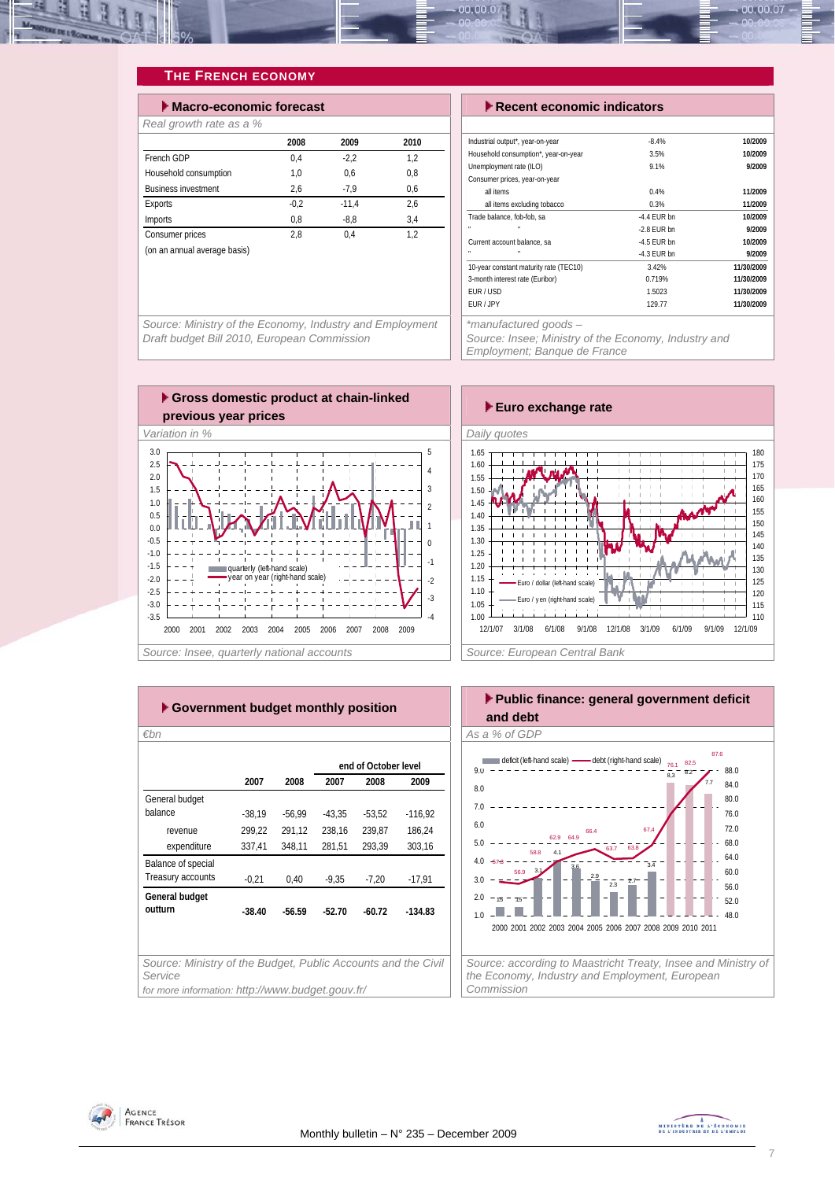## THE FRENCH ECONOMY

### Macro-economic forecast

*Real growth rate as a %*

| | 2008 | 2009 | 2010 |
|---|---|---|---|
| French GDP | 0,4 | -2,2 | 1,2 |
| Household consumption | 1,0 | 0,6 | 0,8 |
| Business investment | 2,6 | -7,9 | 0,6 |
| Exports | -0,2 | -11,4 | 2,6 |
| Imports | 0,8 | -8,8 | 3,4 |
| Consumer prices | 2,8 | 0,4 | 1,2 |
| (on an annual average basis) | | | |

*Source: Ministry of the Economy, Industry and Employment Draft budget Bill 2010, European Commission*

### Recent economic indicators

| | | |
|---|---|---|
| Industrial output*, year-on-year | -8.4% | 10/2009 |
| Household consumption*, year-on-year | 3.5% | 10/2009 |
| Unemployment rate (ILO) | 9.1% | 9/2009 |
| Consumer prices, year-on-year | | |
| all items | 0.4% | 11/2009 |
| all items excluding tobacco | 0.3% | 11/2009 |
| Trade balance, fob-fob, sa | -4.4 EUR bn | 10/2009 |
| " " | -2.8 EUR bn | 9/2009 |
| Current account balance, sa | -4.5 EUR bn | 10/2009 |
| " " | -4.3 EUR bn | 9/2009 |
| 10-year constant maturity rate (TEC10) | 3.42% | 11/30/2009 |
| 3-month interest rate (Euribor) | 0.719% | 11/30/2009 |
| EUR / USD | 1.5023 | 11/30/2009 |
| EUR / JPY | 129.77 | 11/30/2009 |

*\*manufactured goods – Source: Insee; Ministry of the Economy, Industry and Employment; Banque de France*

### Gross domestic product at chain-linked previous year prices

*Variation in %*

*Source: Insee, quarterly national accounts*

### Euro exchange rate

*Daily quotes*

*Source: European Central Bank*

### Government budget monthly position

*€bn*

| | 2007 | 2008 | end of October level 2007 | 2008 | 2009 |
|---|---|---|---|---|---|
| General budget balance | -38,19 | -56,99 | -43,35 | -53,52 | -116,92 |
| revenue | 299,22 | 291,12 | 238,16 | 239,87 | 186,24 |
| expenditure | 337,41 | 348,11 | 281,51 | 293,39 | 303,16 |
| Balance of special Treasury accounts | -0,21 | 0,40 | -9,35 | -7,20 | -17,91 |
| **General budget outturn** | **-38.40** | **-56.59** | **-52.70** | **-60.72** | **-134.83** |

*Source: Ministry of the Budget, Public Accounts and the Civil Service*

*for more information: http://www.budget.gouv.fr/*

### Public finance: general government deficit and debt

*As a % of GDP*

*Source: according to Maastricht Treaty, Insee and Ministry of the Economy, Industry and Employment, European Commission*

Monthly bulletin – N° 235 – December 2009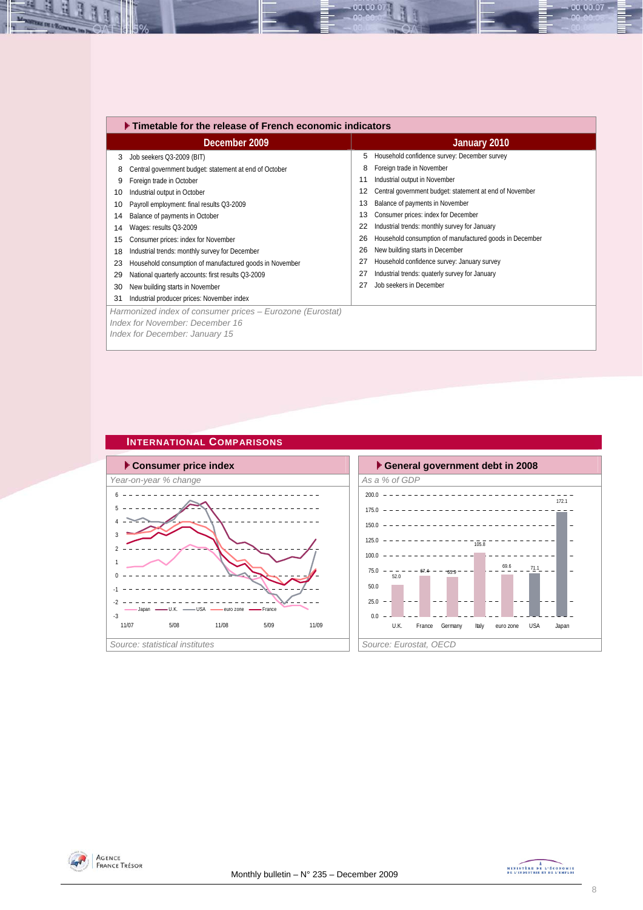## Timetable for the release of French economic indicators

| December 2009 | January 2010 |
|---|---|
| 3 Job seekers Q3-2009 (BIT) | 5 Household confidence survey: December survey |
| 8 Central government budget: statement at end of October | 8 Foreign trade in November |
| 9 Foreign trade in October | 11 Industrial output in November |
| 10 Industrial output in October | 12 Central government budget: statement at end of November |
| 10 Payroll employment: final results Q3-2009 | 13 Balance of payments in November |
| 14 Balance of payments in October | 13 Consumer prices: index for December |
| 14 Wages: results Q3-2009 | 22 Industrial trends: monthly survey for January |
| 15 Consumer prices: index for November | 26 Household consumption of manufactured goods in December |
| 18 Industrial trends: monthly survey for December | 26 New building starts in December |
| 23 Household consumption of manufactured goods in November | 27 Household confidence survey: January survey |
| 29 National quarterly accounts: first results Q3-2009 | 27 Industrial trends: quaterly survey for January |
| 30 New building starts in November | 27 Job seekers in December |
| 31 Industrial producer prices: November index | |

*Harmonized index of consumer prices – Eurozone (Eurostat)*
*Index for November: December 16*
*Index for December: January 15*

## International Comparisons

### Consumer price index

*Year-on-year % change*

*Source: statistical institutes*

### General government debt in 2008

*As a % of GDP*

| U.K. | France | Germany | Italy | euro zone | USA | Japan |
|---|---|---|---|---|---|---|
| 52.0 | 67.4 | 65.9 | 105.8 | 69.6 | 71.1 | 172.1 |

*Source: Eurostat, OECD*

Monthly bulletin – N° 235 – December 2009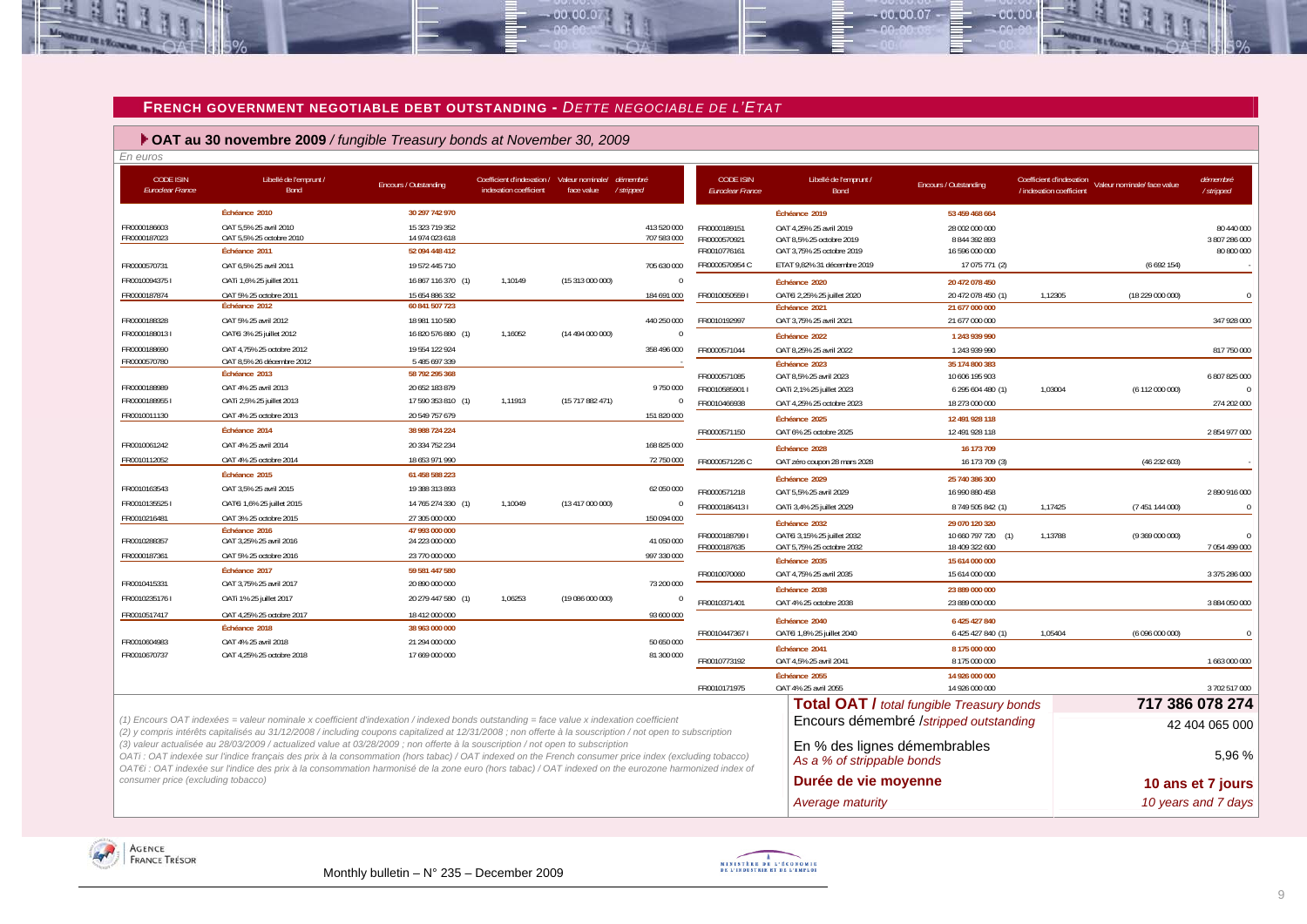## FRENCH GOVERNMENT NEGOTIABLE DEBT OUTSTANDING - *DETTE NEGOCIABLE DE L'ETAT*

### OAT au 30 novembre 2009 / *fungible Treasury bonds at November 30, 2009*

*En euros*

| CODE ISIN *Euroclear France* | Libellé de l'emprunt / Bond | Encours / Outstanding | Coefficient d'indexation / indexation coefficient | Valeur nominale/ face value | démembré / stripped |
|---|---|---|---|---|---|
| | **Échéance 2010** | **30 297 742 970** | | | |
| FR0000186603 | OAT 5,5% 25 avril 2010 | 15 323 719 352 | | | 413 520 000 |
| FR0000187023 | OAT 5,5% 25 octobre 2010 | 14 974 023 618 | | | 707 583 000 |
| | **Échéance 2011** | **52 094 448 412** | | | |
| FR0000570731 | OAT 6,5% 25 avril 2011 | 19 572 445 710 | | | 705 630 000 |
| FR00100943751 | OATi 1,6% 25 juillet 2011 | 16 867 116 370 (1) | 1,10149 | (15 313 000 000) | 0 |
| FR0000187874 | OAT 5% 25 octobre 2011 | 15 654 886 332 | | | 184 691 000 |
| | **Échéance 2012** | **60 841 507 723** | | | |
| FR0000188328 | OAT 5% 25 avril 2012 | 18 981 110 580 | | | 440 250 000 |
| FR0000188013 I | OAT€i 3% 25 juillet 2012 | 16 820 576 880 (1) | 1,16052 | (14 494 000 000) | 0 |
| FR0000188690 | OAT 4,75% 25 octobre 2012 | 19 554 122 924 | | | 358 496 000 |
| FR0000570780 | OAT 8,5% 26 décembre 2012 | 5 485 697 339 | | | - |
| | **Échéance 2013** | **58 792 295 368** | | | |
| FR0000188989 | OAT 4% 25 avril 2013 | 20 652 183 879 | | | 9 750 000 |
| FR0000188955 I | OATi 2,5% 25 juillet 2013 | 17 590 353 810 (1) | 1,11913 | (15 717 882 471) | 0 |
| FR0010011130 | OAT 4% 25 octobre 2013 | 20 549 757 679 | | | 151 820 000 |
| | **Échéance 2014** | **38 988 724 224** | | | |
| FR0010061242 | OAT 4% 25 avril 2014 | 20 334 752 234 | | | 168 825 000 |
| FR0010112052 | OAT 4% 25 octobre 2014 | 18 653 971 990 | | | 72 750 000 |
| | **Échéance 2015** | **61 458 588 223** | | | |
| FR0010163543 | OAT 3,5% 25 avril 2015 | 19 388 313 893 | | | 62 050 000 |
| FR0010135525 I | OAT€i 1,6% 25 juillet 2015 | 14 765 274 330 (1) | 1,10049 | (13 417 000 000) | 0 |
| FR0010216481 | OAT 3% 25 octobre 2015 | 27 305 000 000 | | | 150 094 000 |
| | **Échéance 2016** | **47 993 000 000** | | | |
| FR0010288357 | OAT 3,25% 25 avril 2016 | 24 223 000 000 | | | 41 050 000 |
| FR0000187361 | OAT 5% 25 octobre 2016 | 23 770 000 000 | | | 997 330 000 |
| | **Échéance 2017** | **59 581 447 580** | | | |
| FR0010415331 | OAT 3,75% 25 avril 2017 | 20 890 000 000 | | | 73 200 000 |
| FR0010235176 I | OATi 1% 25 juillet 2017 | 20 279 447 580 (1) | 1,06253 | (19 086 000 000) | 0 |
| FR0010517417 | OAT 4,25% 25 octobre 2017 | 18 412 000 000 | | | 93 600 000 |
| | **Échéance 2018** | **38 963 000 000** | | | |
| FR0010604983 | OAT 4% 25 avril 2018 | 21 294 000 000 | | | 50 650 000 |
| FR0010670737 | OAT 4,25% 25 octobre 2018 | 17 669 000 000 | | | 81 300 000 |
| | **Échéance 2019** | **53 459 468 664** | | | |
| FR0000189151 | OAT 4,25% 25 avril 2019 | 28 002 000 000 | | | 80 440 000 |
| FR0000570921 | OAT 8,5% 25 octobre 2019 | 8 844 392 893 | | | 3 807 286 000 |
| FR0010776161 | OAT 3,75% 25 octobre 2019 | 16 596 000 000 | | | 80 800 000 |
| FR0000570954 C | ETAT 9,82% 31 décembre 2019 | 17 075 771 (2) | | (6 692 154) | - |
| | **Échéance 2020** | **20 472 078 450** | | | |
| FR0010050559 I | OAT€i 2,25% 25 juillet 2020 | 20 472 078 450 (1) | 1,12305 | (18 229 000 000) | 0 |
| | **Échéance 2021** | **21 677 000 000** | | | |
| FR0010192997 | OAT 3,75% 25 avril 2021 | 21 677 000 000 | | | 347 928 000 |
| | **Échéance 2022** | **1 243 939 990** | | | |
| FR0000571044 | OAT 8,25% 25 avril 2022 | 1 243 939 990 | | | 817 750 000 |
| | **Échéance 2023** | **35 174 800 383** | | | |
| FR0000571085 | OAT 8,5% 25 avril 2023 | 10 606 195 903 | | | 6 807 825 000 |
| FR0010585901 I | OATi 2,1% 25 juillet 2023 | 6 295 604 480 (1) | 1,03004 | (6 112 000 000) | 0 |
| FR0010466938 | OAT 4,25% 25 octobre 2023 | 18 273 000 000 | | | 274 202 000 |
| | **Échéance 2025** | **12 491 928 118** | | | |
| FR0000571150 | OAT 6% 25 octobre 2025 | 12 491 928 118 | | | 2 854 977 000 |
| | **Échéance 2028** | **16 173 709** | | | |
| FR0000571226 C | OAT zéro coupon 28 mars 2028 | 16 173 709 (3) | | (46 232 603) | - |
| | **Échéance 2029** | **25 740 386 300** | | | |
| FR0000571218 | OAT 5,5% 25 avril 2029 | 16 990 880 458 | | | 2 890 916 000 |
| FR0000186413 I | OATi 3,4% 25 juillet 2029 | 8 749 505 842 (1) | 1,17425 | (7 451 144 000) | 0 |
| | **Échéance 2032** | **29 070 120 320** | | | |
| FR0000188799 I | OAT€i 3,15% 25 juillet 2032 | 10 660 797 720 (1) | 1,13788 | (9 369 000 000) | 0 |
| FR0000187635 | OAT 5,75% 25 octobre 2032 | 18 409 322 600 | | | 7 054 499 000 |
| | **Échéance 2035** | **15 614 000 000** | | | |
| FR0010070060 | OAT 4,75% 25 avril 2035 | 15 614 000 000 | | | 3 375 286 000 |
| | **Échéance 2038** | **23 889 000 000** | | | |
| FR0010371401 | OAT 4% 25 octobre 2038 | 23 889 000 000 | | | 3 884 050 000 |
| | **Échéance 2040** | **6 425 427 840** | | | |
| FR0010447367 I | OAT€i 1,8% 25 juillet 2040 | 6 425 427 840 (1) | 1,05404 | (6 096 000 000) | 0 |
| | **Échéance 2041** | **8 175 000 000** | | | |
| FR0010773192 | OAT 4,5% 25 avril 2041 | 8 175 000 000 | | | 1 663 000 000 |
| | **Échéance 2055** | **14 926 000 000** | | | |
| FR0010171975 | OAT 4% 25 avril 2055 | 14 926 000 000 | | | 3 702 517 000 |

| | |
|---|---|
| **Total OAT /** *total fungible Treasury bonds* | **717 386 078 274** |
| Encours démembré /*stripped outstanding* | 42 404 065 000 |
| En % des lignes démembrables *As a % of strippable bonds* | 5,96 % |
| **Durée de vie moyenne** | **10 ans et 7 jours** |
| *Average maturity* | *10 years and 7 days* |

*(1) Encours OAT indexées = valeur nominale x coefficient d'indexation / indexed bonds outstanding = face value x indexation coefficient*

*(2) y compris intérêts capitalisés au 31/12/2008 / including coupons capitalized at 12/31/2008 ; non offerte à la souscription / not open to subscription*

*(3) valeur actualisée au 28/03/2009 / actualized value at 03/28/2009 ; non offerte à la souscription / not open to subscription*

*OATi : OAT indexée sur l'indice français des prix à la consommation (hors tabac) / OAT indexed on the French consumer price index (excluding tobacco)*

*OAT€i : OAT indexée sur l'indice des prix à la consommation harmonisé de la zone euro (hors tabac) / OAT indexed on the eurozone harmonized index of consumer price (excluding tobacco)*

Monthly bulletin – N° 235 – December 2009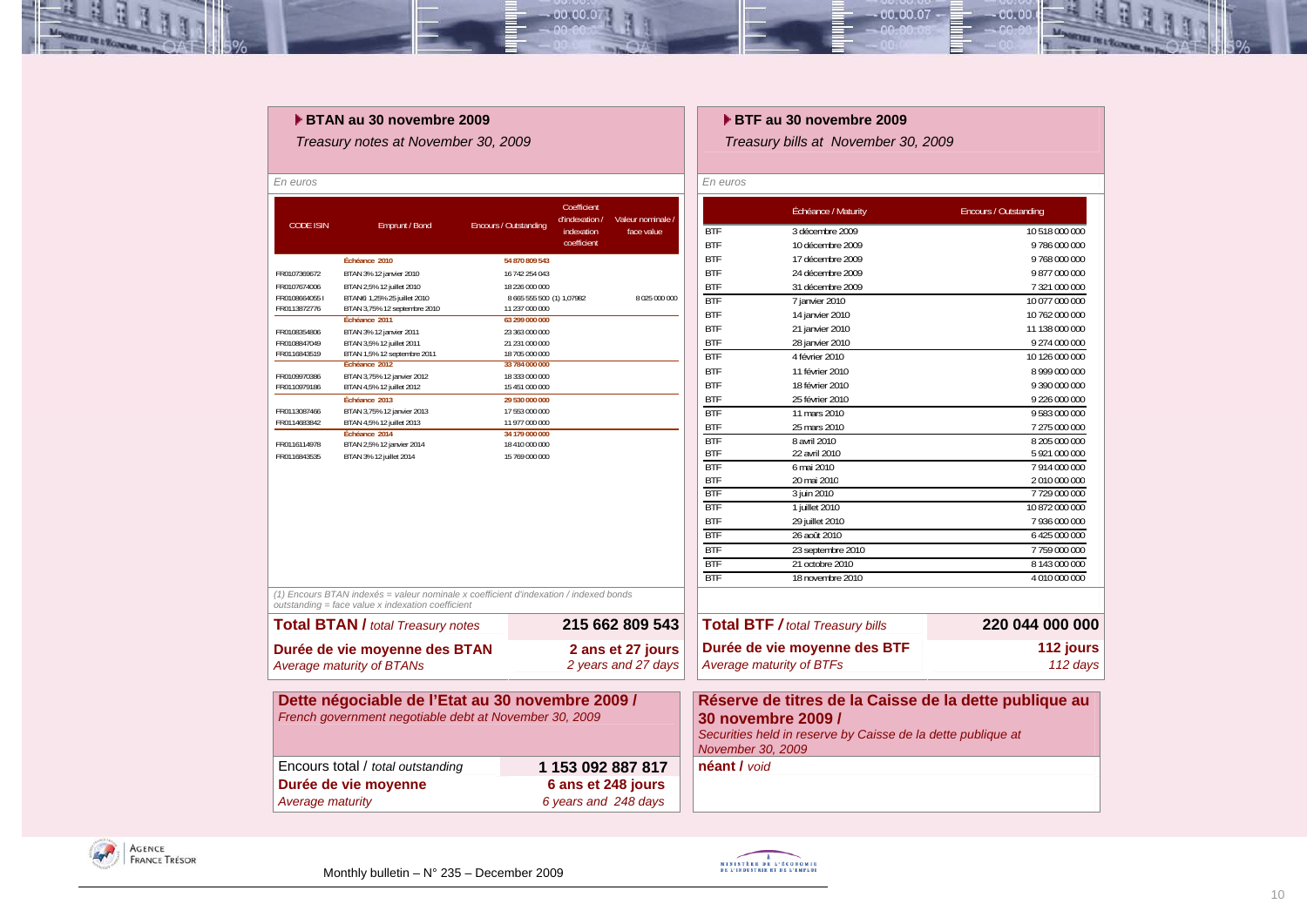## BTAN au 30 novembre 2009

*Treasury notes at November 30, 2009*

*En euros*

| CODE ISIN | Emprunt / Bond | Encours / Outstanding | Coefficient d'indexation / indexation coefficient | Valeur nominale / face value |
|---|---|---|---|---|
| | **Échéance 2010** | **54 870 809 543** | | |
| FR0107369672 | BTAN 3% 12 janvier 2010 | 16 742 254 043 | | |
| FR0107674006 | BTAN 2,5% 12 juillet 2010 | 18 226 000 000 | | |
| FR0108664055 I | BTAN€i 1,25% 25 juillet 2010 | 8 665 555 500 (1) | 1,07982 | 8 025 000 000 |
| FR0113872776 | BTAN 3,75% 12 septembre 2010 | 11 237 000 000 | | |
| | **Échéance 2011** | **63 299 000 000** | | |
| FR0108354806 | BTAN 3% 12 janvier 2011 | 23 363 000 000 | | |
| FR0108847049 | BTAN 3,5% 12 juillet 2011 | 21 231 000 000 | | |
| FR0116843519 | BTAN 1,5% 12 septembre 2011 | 18 705 000 000 | | |
| | **Échéance 2012** | **33 784 000 000** | | |
| FR0109970386 | BTAN 3,75% 12 janvier 2012 | 18 333 000 000 | | |
| FR0110979186 | BTAN 4,5% 12 juillet 2012 | 15 451 000 000 | | |
| | **Échéance 2013** | **29 530 000 000** | | |
| FR0113087466 | BTAN 3,75% 12 janvier 2013 | 17 553 000 000 | | |
| FR0114683842 | BTAN 4,5% 12 juillet 2013 | 11 977 000 000 | | |
| | **Échéance 2014** | **34 179 000 000** | | |
| FR0116114978 | BTAN 2,5% 12 janvier 2014 | 18 410 000 000 | | |
| FR0116843535 | BTAN 3% 12 juillet 2014 | 15 769 000 000 | | |

*(1) Encours BTAN indexés = valeur nominale x coefficient d'indexation / indexed bonds outstanding = face value x indexation coefficient*

| | |
|---|---|
| **Total BTAN /** *total Treasury notes* | **215 662 809 543** |
| **Durée de vie moyenne des BTAN** *Average maturity of BTANs* | **2 ans et 27 jours** *2 years and 27 days* |

## BTF au 30 novembre 2009

*Treasury bills at November 30, 2009*

*En euros*

| | Échéance / Maturity | Encours / Outstanding |
|---|---|---|
| BTF | 3 décembre 2009 | 10 518 000 000 |
| BTF | 10 décembre 2009 | 9 786 000 000 |
| BTF | 17 décembre 2009 | 9 768 000 000 |
| BTF | 24 décembre 2009 | 9 877 000 000 |
| BTF | 31 décembre 2009 | 7 321 000 000 |
| BTF | 7 janvier 2010 | 10 077 000 000 |
| BTF | 14 janvier 2010 | 10 762 000 000 |
| BTF | 21 janvier 2010 | 11 138 000 000 |
| BTF | 28 janvier 2010 | 9 274 000 000 |
| BTF | 4 février 2010 | 10 126 000 000 |
| BTF | 11 février 2010 | 8 999 000 000 |
| BTF | 18 février 2010 | 9 390 000 000 |
| BTF | 25 février 2010 | 9 226 000 000 |
| BTF | 11 mars 2010 | 9 583 000 000 |
| BTF | 25 mars 2010 | 7 275 000 000 |
| BTF | 8 avril 2010 | 8 205 000 000 |
| BTF | 22 avril 2010 | 5 921 000 000 |
| BTF | 6 mai 2010 | 7 914 000 000 |
| BTF | 20 mai 2010 | 2 010 000 000 |
| BTF | 3 juin 2010 | 7 729 000 000 |
| BTF | 1 juillet 2010 | 10 872 000 000 |
| BTF | 29 juillet 2010 | 7 936 000 000 |
| BTF | 26 août 2010 | 6 425 000 000 |
| BTF | 23 septembre 2010 | 7 759 000 000 |
| BTF | 21 octobre 2010 | 8 143 000 000 |
| BTF | 18 novembre 2010 | 4 010 000 000 |

| | |
|---|---|
| **Total BTF /** *total Treasury bills* | **220 044 000 000** |
| **Durée de vie moyenne des BTF** *Average maturity of BTFs* | **112 jours** *112 days* |

## Dette négociable de l'Etat au 30 novembre 2009 /

*French government negotiable debt at November 30, 2009*

| | |
|---|---|
| Encours total / *total outstanding* | **1 153 092 887 817** |
| **Durée de vie moyenne** *Average maturity* | **6 ans et 248 jours** *6 years and 248 days* |

## Réserve de titres de la Caisse de la dette publique au 30 novembre 2009 /

*Securities held in reserve by Caisse de la dette publique at November 30, 2009*

**néant /** *void*

Monthly bulletin – N° 235 – December 2009